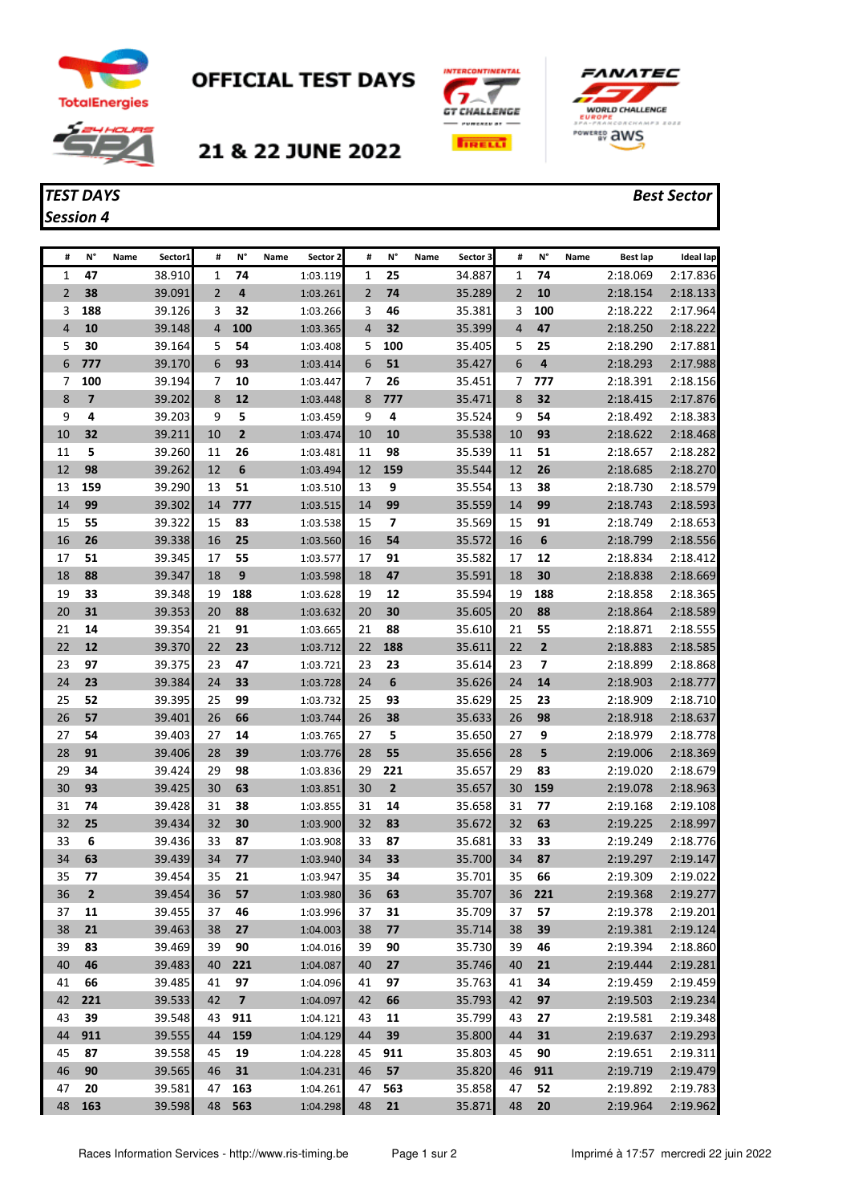# OFFICIAL TEST DAYS

## 21 & 22 JUNE 2022

***TEST DAYS***
***Session 4***

***Best Sector***

| # | N° | Name | Sector1 | # | N° | Name | Sector 2 | # | N° | Name | Sector 3 | # | N° | Name | Best lap | Ideal lap |
|---|---|---|---|---|---|---|---|---|---|---|---|---|---|---|---|---|
| 1 | **47** | | 38.910 | 1 | **74** | | 1:03.119 | 1 | **25** | | 34.887 | 1 | **74** | | 2:18.069 | 2:17.836 |
| 2 | **38** | | 39.091 | 2 | **4** | | 1:03.261 | 2 | **74** | | 35.289 | 2 | **10** | | 2:18.154 | 2:18.133 |
| 3 | **188** | | 39.126 | 3 | **32** | | 1:03.266 | 3 | **46** | | 35.381 | 3 | **100** | | 2:18.222 | 2:17.964 |
| 4 | **10** | | 39.148 | 4 | **100** | | 1:03.365 | 4 | **32** | | 35.399 | 4 | **47** | | 2:18.250 | 2:18.222 |
| 5 | **30** | | 39.164 | 5 | **54** | | 1:03.408 | 5 | **100** | | 35.405 | 5 | **25** | | 2:18.290 | 2:17.881 |
| 6 | **777** | | 39.170 | 6 | **93** | | 1:03.414 | 6 | **51** | | 35.427 | 6 | **4** | | 2:18.293 | 2:17.988 |
| 7 | **100** | | 39.194 | 7 | **10** | | 1:03.447 | 7 | **26** | | 35.451 | 7 | **777** | | 2:18.391 | 2:18.156 |
| 8 | **7** | | 39.202 | 8 | **12** | | 1:03.448 | 8 | **777** | | 35.471 | 8 | **32** | | 2:18.415 | 2:17.876 |
| 9 | **4** | | 39.203 | 9 | **5** | | 1:03.459 | 9 | **4** | | 35.524 | 9 | **54** | | 2:18.492 | 2:18.383 |
| 10 | **32** | | 39.211 | 10 | **2** | | 1:03.474 | 10 | **10** | | 35.538 | 10 | **93** | | 2:18.622 | 2:18.468 |
| 11 | **5** | | 39.260 | 11 | **26** | | 1:03.481 | 11 | **98** | | 35.539 | 11 | **51** | | 2:18.657 | 2:18.282 |
| 12 | **98** | | 39.262 | 12 | **6** | | 1:03.494 | 12 | **159** | | 35.544 | 12 | **26** | | 2:18.685 | 2:18.270 |
| 13 | **159** | | 39.290 | 13 | **51** | | 1:03.510 | 13 | **9** | | 35.554 | 13 | **38** | | 2:18.730 | 2:18.579 |
| 14 | **99** | | 39.302 | 14 | **777** | | 1:03.515 | 14 | **99** | | 35.559 | 14 | **99** | | 2:18.743 | 2:18.593 |
| 15 | **55** | | 39.322 | 15 | **83** | | 1:03.538 | 15 | **7** | | 35.569 | 15 | **91** | | 2:18.749 | 2:18.653 |
| 16 | **26** | | 39.338 | 16 | **25** | | 1:03.560 | 16 | **54** | | 35.572 | 16 | **6** | | 2:18.799 | 2:18.556 |
| 17 | **51** | | 39.345 | 17 | **55** | | 1:03.577 | 17 | **91** | | 35.582 | 17 | **12** | | 2:18.834 | 2:18.412 |
| 18 | **88** | | 39.347 | 18 | **9** | | 1:03.598 | 18 | **47** | | 35.591 | 18 | **30** | | 2:18.838 | 2:18.669 |
| 19 | **33** | | 39.348 | 19 | **188** | | 1:03.628 | 19 | **12** | | 35.594 | 19 | **188** | | 2:18.858 | 2:18.365 |
| 20 | **31** | | 39.353 | 20 | **88** | | 1:03.632 | 20 | **30** | | 35.605 | 20 | **88** | | 2:18.864 | 2:18.589 |
| 21 | **14** | | 39.354 | 21 | **91** | | 1:03.665 | 21 | **88** | | 35.610 | 21 | **55** | | 2:18.871 | 2:18.555 |
| 22 | **12** | | 39.370 | 22 | **23** | | 1:03.712 | 22 | **188** | | 35.611 | 22 | **2** | | 2:18.883 | 2:18.585 |
| 23 | **97** | | 39.375 | 23 | **47** | | 1:03.721 | 23 | **23** | | 35.614 | 23 | **7** | | 2:18.899 | 2:18.868 |
| 24 | **23** | | 39.384 | 24 | **33** | | 1:03.728 | 24 | **6** | | 35.626 | 24 | **14** | | 2:18.903 | 2:18.777 |
| 25 | **52** | | 39.395 | 25 | **99** | | 1:03.732 | 25 | **93** | | 35.629 | 25 | **23** | | 2:18.909 | 2:18.710 |
| 26 | **57** | | 39.401 | 26 | **66** | | 1:03.744 | 26 | **38** | | 35.633 | 26 | **98** | | 2:18.918 | 2:18.637 |
| 27 | **54** | | 39.403 | 27 | **14** | | 1:03.765 | 27 | **5** | | 35.650 | 27 | **9** | | 2:18.979 | 2:18.778 |
| 28 | **91** | | 39.406 | 28 | **39** | | 1:03.776 | 28 | **55** | | 35.656 | 28 | **5** | | 2:19.006 | 2:18.369 |
| 29 | **34** | | 39.424 | 29 | **98** | | 1:03.836 | 29 | **221** | | 35.657 | 29 | **83** | | 2:19.020 | 2:18.679 |
| 30 | **93** | | 39.425 | 30 | **63** | | 1:03.851 | 30 | **2** | | 35.657 | 30 | **159** | | 2:19.078 | 2:18.963 |
| 31 | **74** | | 39.428 | 31 | **38** | | 1:03.855 | 31 | **14** | | 35.658 | 31 | **77** | | 2:19.168 | 2:19.108 |
| 32 | **25** | | 39.434 | 32 | **30** | | 1:03.900 | 32 | **83** | | 35.672 | 32 | **63** | | 2:19.225 | 2:18.997 |
| 33 | **6** | | 39.436 | 33 | **87** | | 1:03.908 | 33 | **87** | | 35.681 | 33 | **33** | | 2:19.249 | 2:18.776 |
| 34 | **63** | | 39.439 | 34 | **77** | | 1:03.940 | 34 | **33** | | 35.700 | 34 | **87** | | 2:19.297 | 2:19.147 |
| 35 | **77** | | 39.454 | 35 | **21** | | 1:03.947 | 35 | **34** | | 35.701 | 35 | **66** | | 2:19.309 | 2:19.022 |
| 36 | **2** | | 39.454 | 36 | **57** | | 1:03.980 | 36 | **63** | | 35.707 | 36 | **221** | | 2:19.368 | 2:19.277 |
| 37 | **11** | | 39.455 | 37 | **46** | | 1:03.996 | 37 | **31** | | 35.709 | 37 | **57** | | 2:19.378 | 2:19.201 |
| 38 | **21** | | 39.463 | 38 | **27** | | 1:04.003 | 38 | **77** | | 35.714 | 38 | **39** | | 2:19.381 | 2:19.124 |
| 39 | **83** | | 39.469 | 39 | **90** | | 1:04.016 | 39 | **90** | | 35.730 | 39 | **46** | | 2:19.394 | 2:18.860 |
| 40 | **46** | | 39.483 | 40 | **221** | | 1:04.087 | 40 | **27** | | 35.746 | 40 | **21** | | 2:19.444 | 2:19.281 |
| 41 | **66** | | 39.485 | 41 | **97** | | 1:04.096 | 41 | **97** | | 35.763 | 41 | **34** | | 2:19.459 | 2:19.459 |
| 42 | **221** | | 39.533 | 42 | **7** | | 1:04.097 | 42 | **66** | | 35.793 | 42 | **97** | | 2:19.503 | 2:19.234 |
| 43 | **39** | | 39.548 | 43 | **911** | | 1:04.121 | 43 | **11** | | 35.799 | 43 | **27** | | 2:19.581 | 2:19.348 |
| 44 | **911** | | 39.555 | 44 | **159** | | 1:04.129 | 44 | **39** | | 35.800 | 44 | **31** | | 2:19.637 | 2:19.293 |
| 45 | **87** | | 39.558 | 45 | **19** | | 1:04.228 | 45 | **911** | | 35.803 | 45 | **90** | | 2:19.651 | 2:19.311 |
| 46 | **90** | | 39.565 | 46 | **31** | | 1:04.231 | 46 | **57** | | 35.820 | 46 | **911** | | 2:19.719 | 2:19.479 |
| 47 | **20** | | 39.581 | 47 | **163** | | 1:04.261 | 47 | **563** | | 35.858 | 47 | **52** | | 2:19.892 | 2:19.783 |
| 48 | **163** | | 39.598 | 48 | **563** | | 1:04.298 | 48 | **21** | | 35.871 | 48 | **20** | | 2:19.964 | 2:19.962 |

Races Information Services - http://www.ris-timing.be

Imprimé à 17:57 mercredi 22 juin 2022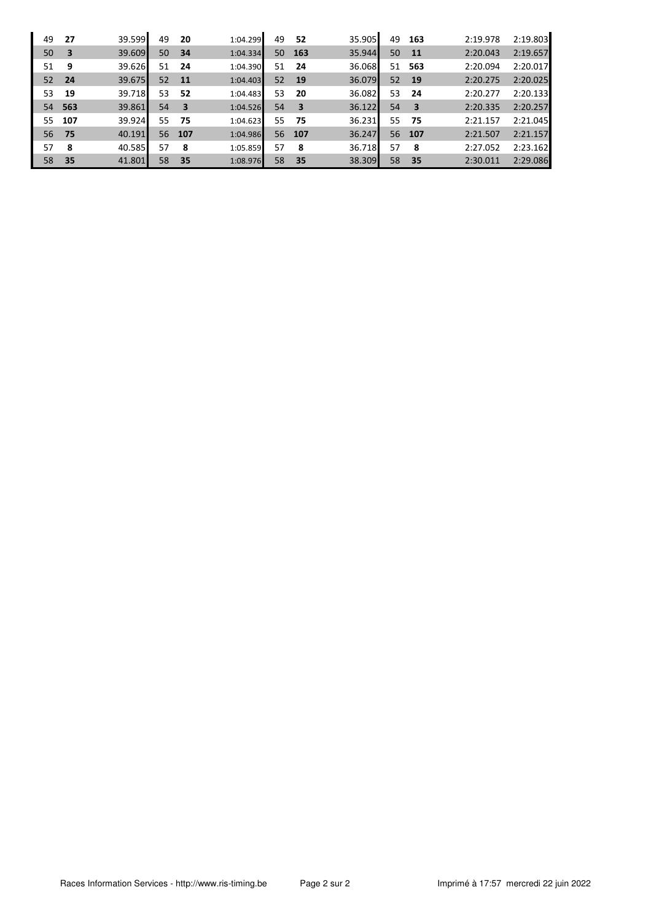| | | | | | | | | | | | | | |
|---|---|---|---|---|---|---|---|---|---|---|---|---|---|
| 49 | **27** | 39.599 | 49 | **20** | 1:04.299 | 49 | **52** | 35.905 | 49 | **163** | 2:19.978 | 2:19.803 |
| 50 | **3** | 39.609 | 50 | **34** | 1:04.334 | 50 | **163** | 35.944 | 50 | **11** | 2:20.043 | 2:19.657 |
| 51 | **9** | 39.626 | 51 | **24** | 1:04.390 | 51 | **24** | 36.068 | 51 | **563** | 2:20.094 | 2:20.017 |
| 52 | **24** | 39.675 | 52 | **11** | 1:04.403 | 52 | **19** | 36.079 | 52 | **19** | 2:20.275 | 2:20.025 |
| 53 | **19** | 39.718 | 53 | **52** | 1:04.483 | 53 | **20** | 36.082 | 53 | **24** | 2:20.277 | 2:20.133 |
| 54 | **563** | 39.861 | 54 | **3** | 1:04.526 | 54 | **3** | 36.122 | 54 | **3** | 2:20.335 | 2:20.257 |
| 55 | **107** | 39.924 | 55 | **75** | 1:04.623 | 55 | **75** | 36.231 | 55 | **75** | 2:21.157 | 2:21.045 |
| 56 | **75** | 40.191 | 56 | **107** | 1:04.986 | 56 | **107** | 36.247 | 56 | **107** | 2:21.507 | 2:21.157 |
| 57 | **8** | 40.585 | 57 | **8** | 1:05.859 | 57 | **8** | 36.718 | 57 | **8** | 2:27.052 | 2:23.162 |
| 58 | **35** | 41.801 | 58 | **35** | 1:08.976 | 58 | **35** | 38.309 | 58 | **35** | 2:30.011 | 2:29.086 |

Races Information Services - http://www.ris-timing.be

Imprimé à 17:57 mercredi 22 juin 2022